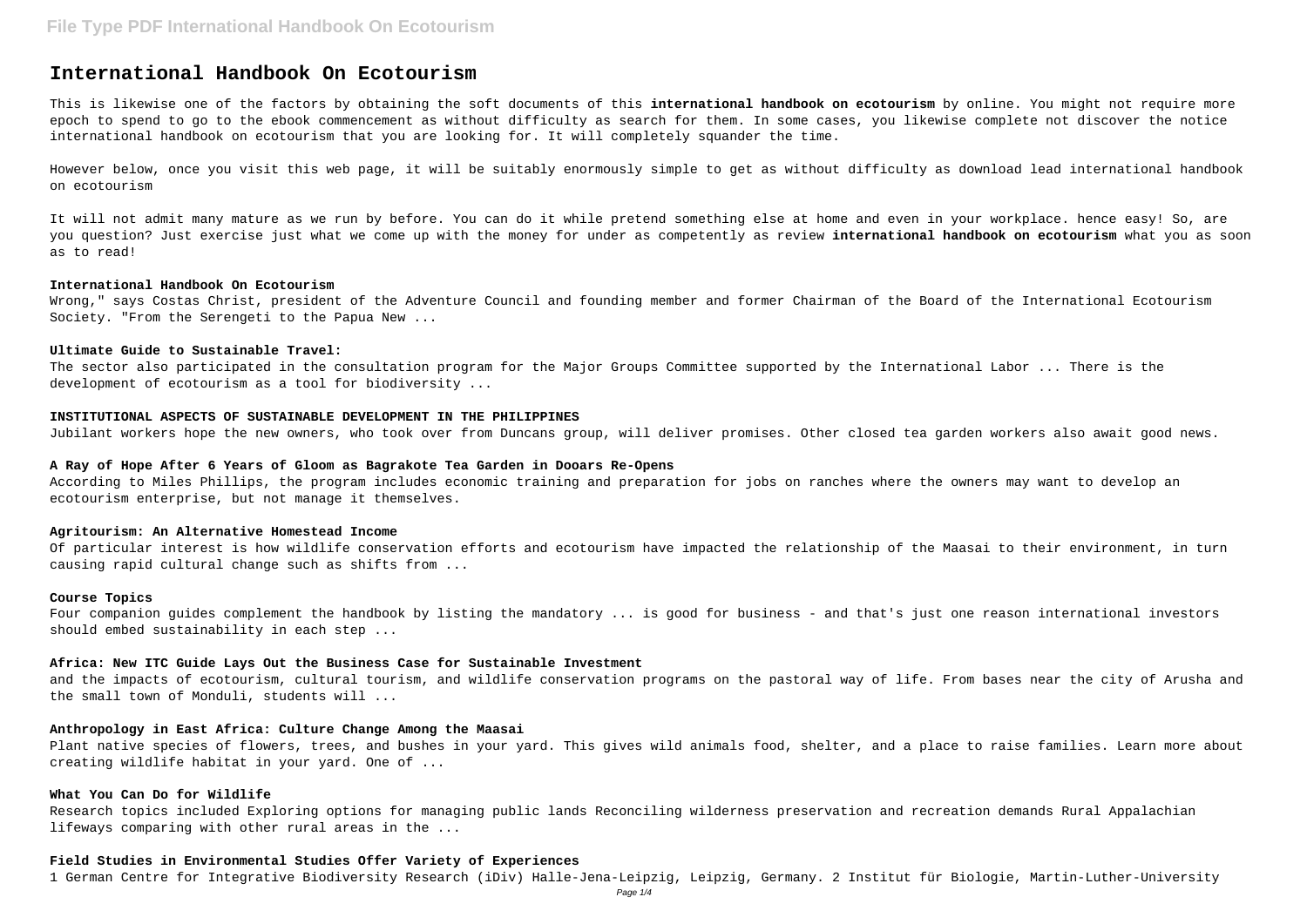# International Handbook On Ecotourism

This is likewise one of the factors by obtaining the soft documents of this **international handbook on ecotourism** by online. You might not require more epoch to spend to go to the ebook commencement as without difficulty as search for them. In some cases, you likewise complete not discover the notice international handbook on ecotourism that you are looking for. It will completely squander the time.

However below, once you visit this web page, it will be suitably enormously simple to get as without difficulty as download lead international handbook on ecotourism

It will not admit many mature as we run by before. You can do it while pretend something else at home and even in your workplace. hence easy! So, are you question? Just exercise just what we come up with the money for under as competently as review **international handbook on ecotourism** what you as soon as to read!

#### International Handbook On Ecotourism

Wrong," says Costas Christ, president of the Adventure Council and founding member and former Chairman of the Board of the International Ecotourism Society. "From the Serengeti to the Papua New ...

#### Ultimate Guide to Sustainable Travel:

The sector also participated in the consultation program for the Major Groups Committee supported by the International Labor ... There is the development of ecotourism as a tool for biodiversity ...

#### INSTITUTIONAL ASPECTS OF SUSTAINABLE DEVELOPMENT IN THE PHILIPPINES

Jubilant workers hope the new owners, who took over from Duncans group, will deliver promises. Other closed tea garden workers also await good news.

#### A Ray of Hope After 6 Years of Gloom as Bagrakote Tea Garden in Dooars Re-Opens

According to Miles Phillips, the program includes economic training and preparation for jobs on ranches where the owners may want to develop an ecotourism enterprise, but not manage it themselves.

#### Agritourism: An Alternative Homestead Income

Of particular interest is how wildlife conservation efforts and ecotourism have impacted the relationship of the Maasai to their environment, in turn causing rapid cultural change such as shifts from ...

#### Course Topics

Four companion guides complement the handbook by listing the mandatory ... is good for business - and that's just one reason international investors should embed sustainability in each step ...

#### Africa: New ITC Guide Lays Out the Business Case for Sustainable Investment

and the impacts of ecotourism, cultural tourism, and wildlife conservation programs on the pastoral way of life. From bases near the city of Arusha and the small town of Monduli, students will ...

#### Anthropology in East Africa: Culture Change Among the Maasai

Plant native species of flowers, trees, and bushes in your yard. This gives wild animals food, shelter, and a place to raise families. Learn more about creating wildlife habitat in your yard. One of ...

#### What You Can Do for Wildlife

Research topics included Exploring options for managing public lands Reconciling wilderness preservation and recreation demands Rural Appalachian lifeways comparing with other rural areas in the ...

#### Field Studies in Environmental Studies Offer Variety of Experiences

1 German Centre for Integrative Biodiversity Research (iDiv) Halle-Jena-Leipzig, Leipzig, Germany. 2 Institut für Biologie, Martin-Luther-University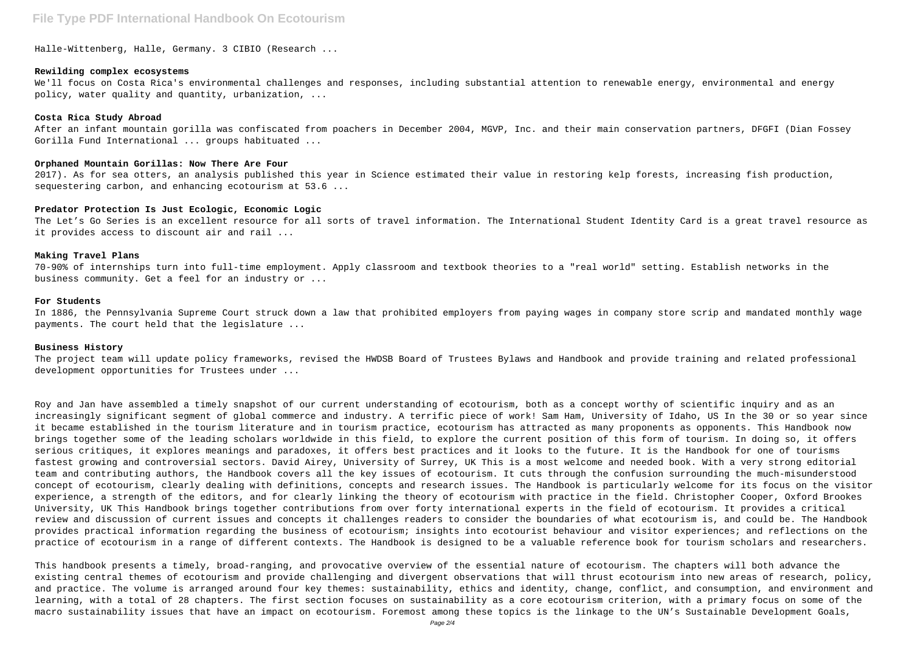Halle-Wittenberg, Halle, Germany. 3 CIBIO (Research ...

**Rewilding complex ecosystems**

We'll focus on Costa Rica's environmental challenges and responses, including substantial attention to renewable energy, environmental and energy policy, water quality and quantity, urbanization, ...

**Costa Rica Study Abroad**

After an infant mountain gorilla was confiscated from poachers in December 2004, MGVP, Inc. and their main conservation partners, DFGFI (Dian Fossey Gorilla Fund International ... groups habituated ...

**Orphaned Mountain Gorillas: Now There Are Four**

2017). As for sea otters, an analysis published this year in Science estimated their value in restoring kelp forests, increasing fish production, sequestering carbon, and enhancing ecotourism at 53.6 ...

**Predator Protection Is Just Ecologic, Economic Logic**

The Let's Go Series is an excellent resource for all sorts of travel information. The International Student Identity Card is a great travel resource as it provides access to discount air and rail ...

**Making Travel Plans**

70-90% of internships turn into full-time employment. Apply classroom and textbook theories to a "real world" setting. Establish networks in the business community. Get a feel for an industry or ...

**For Students**

In 1886, the Pennsylvania Supreme Court struck down a law that prohibited employers from paying wages in company store scrip and mandated monthly wage payments. The court held that the legislature ...

**Business History**

The project team will update policy frameworks, revised the HWDSB Board of Trustees Bylaws and Handbook and provide training and related professional development opportunities for Trustees under ...

Roy and Jan have assembled a timely snapshot of our current understanding of ecotourism, both as a concept worthy of scientific inquiry and as an increasingly significant segment of global commerce and industry. A terrific piece of work! Sam Ham, University of Idaho, US In the 30 or so year since it became established in the tourism literature and in tourism practice, ecotourism has attracted as many proponents as opponents. This Handbook now brings together some of the leading scholars worldwide in this field, to explore the current position of this form of tourism. In doing so, it offers serious critiques, it explores meanings and paradoxes, it offers best practices and it looks to the future. It is the Handbook for one of tourisms fastest growing and controversial sectors. David Airey, University of Surrey, UK This is a most welcome and needed book. With a very strong editorial team and contributing authors, the Handbook covers all the key issues of ecotourism. It cuts through the confusion surrounding the much-misunderstood concept of ecotourism, clearly dealing with definitions, concepts and research issues. The Handbook is particularly welcome for its focus on the visitor experience, a strength of the editors, and for clearly linking the theory of ecotourism with practice in the field. Christopher Cooper, Oxford Brookes University, UK This Handbook brings together contributions from over forty international experts in the field of ecotourism. It provides a critical review and discussion of current issues and concepts it challenges readers to consider the boundaries of what ecotourism is, and could be. The Handbook provides practical information regarding the business of ecotourism; insights into ecotourist behaviour and visitor experiences; and reflections on the practice of ecotourism in a range of different contexts. The Handbook is designed to be a valuable reference book for tourism scholars and researchers.

This handbook presents a timely, broad-ranging, and provocative overview of the essential nature of ecotourism. The chapters will both advance the existing central themes of ecotourism and provide challenging and divergent observations that will thrust ecotourism into new areas of research, policy, and practice. The volume is arranged around four key themes: sustainability, ethics and identity, change, conflict, and consumption, and environment and learning, with a total of 28 chapters. The first section focuses on sustainability as a core ecotourism criterion, with a primary focus on some of the macro sustainability issues that have an impact on ecotourism. Foremost among these topics is the linkage to the UN's Sustainable Development Goals,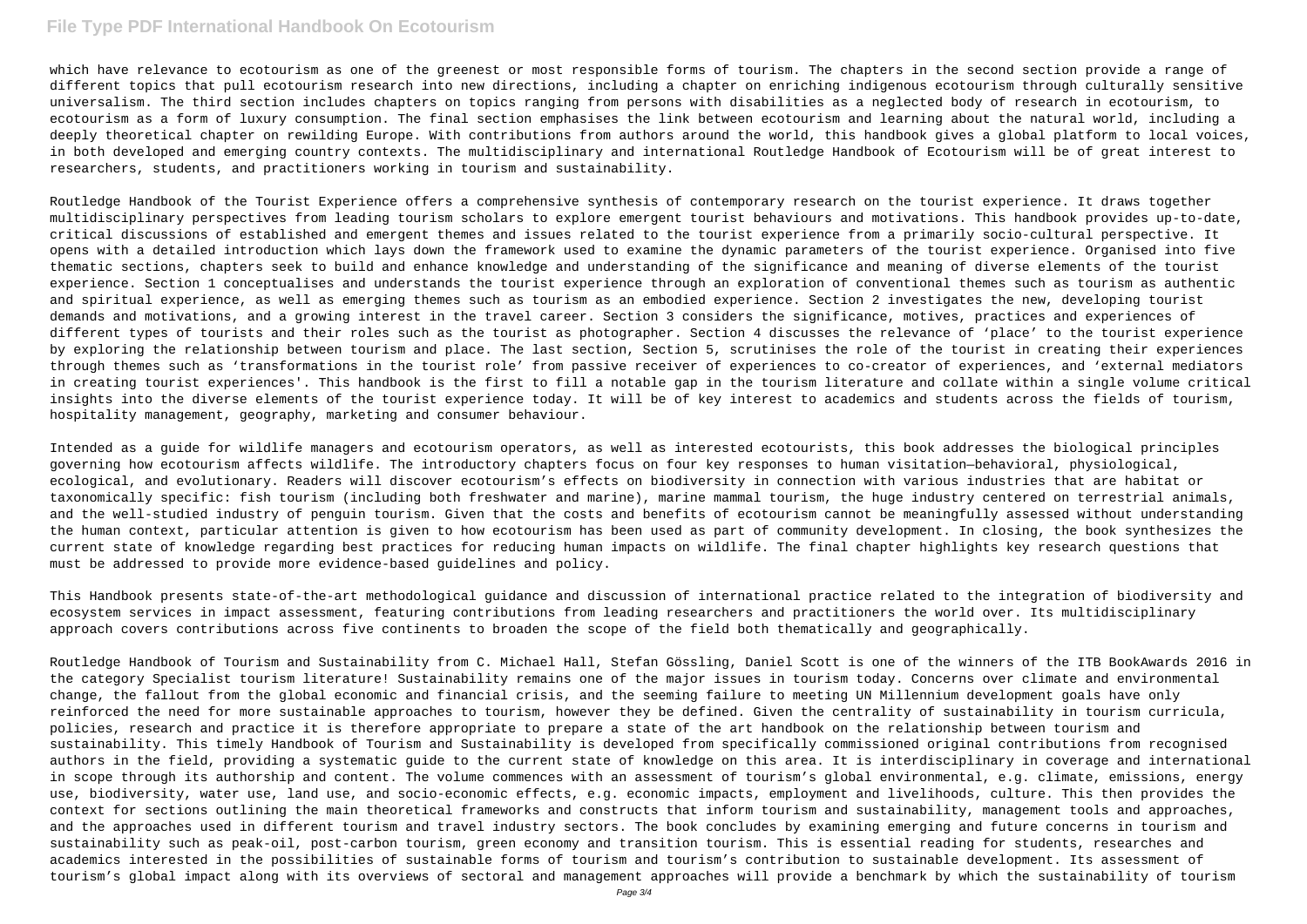which have relevance to ecotourism as one of the greenest or most responsible forms of tourism. The chapters in the second section provide a range of different topics that pull ecotourism research into new directions, including a chapter on enriching indigenous ecotourism through culturally sensitive universalism. The third section includes chapters on topics ranging from persons with disabilities as a neglected body of research in ecotourism, to ecotourism as a form of luxury consumption. The final section emphasises the link between ecotourism and learning about the natural world, including a deeply theoretical chapter on rewilding Europe. With contributions from authors around the world, this handbook gives a global platform to local voices, in both developed and emerging country contexts. The multidisciplinary and international Routledge Handbook of Ecotourism will be of great interest to researchers, students, and practitioners working in tourism and sustainability.

Routledge Handbook of the Tourist Experience offers a comprehensive synthesis of contemporary research on the tourist experience. It draws together multidisciplinary perspectives from leading tourism scholars to explore emergent tourist behaviours and motivations. This handbook provides up-to-date, critical discussions of established and emergent themes and issues related to the tourist experience from a primarily socio-cultural perspective. It opens with a detailed introduction which lays down the framework used to examine the dynamic parameters of the tourist experience. Organised into five thematic sections, chapters seek to build and enhance knowledge and understanding of the significance and meaning of diverse elements of the tourist experience. Section 1 conceptualises and understands the tourist experience through an exploration of conventional themes such as tourism as authentic and spiritual experience, as well as emerging themes such as tourism as an embodied experience. Section 2 investigates the new, developing tourist demands and motivations, and a growing interest in the travel career. Section 3 considers the significance, motives, practices and experiences of different types of tourists and their roles such as the tourist as photographer. Section 4 discusses the relevance of 'place' to the tourist experience by exploring the relationship between tourism and place. The last section, Section 5, scrutinises the role of the tourist in creating their experiences through themes such as 'transformations in the tourist role' from passive receiver of experiences to co-creator of experiences, and 'external mediators in creating tourist experiences'. This handbook is the first to fill a notable gap in the tourism literature and collate within a single volume critical insights into the diverse elements of the tourist experience today. It will be of key interest to academics and students across the fields of tourism, hospitality management, geography, marketing and consumer behaviour.

Intended as a guide for wildlife managers and ecotourism operators, as well as interested ecotourists, this book addresses the biological principles governing how ecotourism affects wildlife. The introductory chapters focus on four key responses to human visitation—behavioral, physiological, ecological, and evolutionary. Readers will discover ecotourism's effects on biodiversity in connection with various industries that are habitat or taxonomically specific: fish tourism (including both freshwater and marine), marine mammal tourism, the huge industry centered on terrestrial animals, and the well-studied industry of penguin tourism. Given that the costs and benefits of ecotourism cannot be meaningfully assessed without understanding the human context, particular attention is given to how ecotourism has been used as part of community development. In closing, the book synthesizes the current state of knowledge regarding best practices for reducing human impacts on wildlife. The final chapter highlights key research questions that must be addressed to provide more evidence-based guidelines and policy.

This Handbook presents state-of-the-art methodological guidance and discussion of international practice related to the integration of biodiversity and ecosystem services in impact assessment, featuring contributions from leading researchers and practitioners the world over. Its multidisciplinary approach covers contributions across five continents to broaden the scope of the field both thematically and geographically.

Routledge Handbook of Tourism and Sustainability from C. Michael Hall, Stefan Gössling, Daniel Scott is one of the winners of the ITB BookAwards 2016 in the category Specialist tourism literature! Sustainability remains one of the major issues in tourism today. Concerns over climate and environmental change, the fallout from the global economic and financial crisis, and the seeming failure to meeting UN Millennium development goals have only reinforced the need for more sustainable approaches to tourism, however they be defined. Given the centrality of sustainability in tourism curricula, policies, research and practice it is therefore appropriate to prepare a state of the art handbook on the relationship between tourism and sustainability. This timely Handbook of Tourism and Sustainability is developed from specifically commissioned original contributions from recognised authors in the field, providing a systematic guide to the current state of knowledge on this area. It is interdisciplinary in coverage and international in scope through its authorship and content. The volume commences with an assessment of tourism's global environmental, e.g. climate, emissions, energy use, biodiversity, water use, land use, and socio-economic effects, e.g. economic impacts, employment and livelihoods, culture. This then provides the context for sections outlining the main theoretical frameworks and constructs that inform tourism and sustainability, management tools and approaches, and the approaches used in different tourism and travel industry sectors. The book concludes by examining emerging and future concerns in tourism and sustainability such as peak-oil, post-carbon tourism, green economy and transition tourism. This is essential reading for students, researches and academics interested in the possibilities of sustainable forms of tourism and tourism's contribution to sustainable development. Its assessment of tourism's global impact along with its overviews of sectoral and management approaches will provide a benchmark by which the sustainability of tourism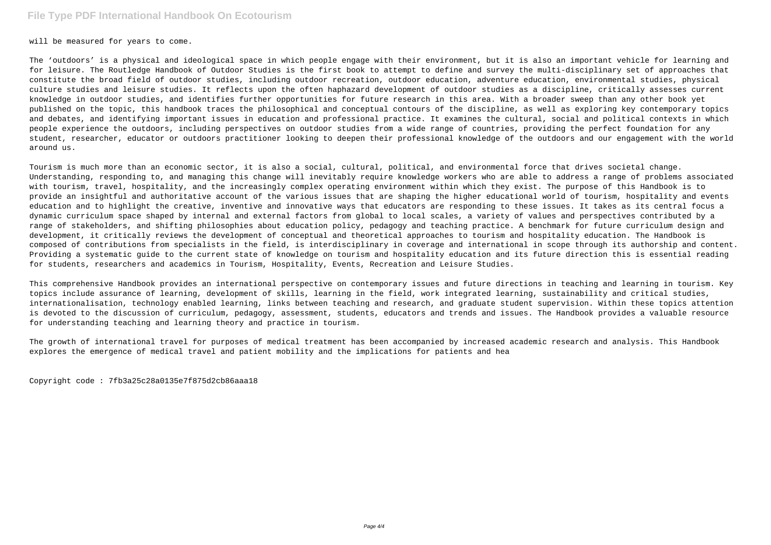will be measured for years to come.

The 'outdoors' is a physical and ideological space in which people engage with their environment, but it is also an important vehicle for learning and for leisure. The Routledge Handbook of Outdoor Studies is the first book to attempt to define and survey the multi-disciplinary set of approaches that constitute the broad field of outdoor studies, including outdoor recreation, outdoor education, adventure education, environmental studies, physical culture studies and leisure studies. It reflects upon the often haphazard development of outdoor studies as a discipline, critically assesses current knowledge in outdoor studies, and identifies further opportunities for future research in this area. With a broader sweep than any other book yet published on the topic, this handbook traces the philosophical and conceptual contours of the discipline, as well as exploring key contemporary topics and debates, and identifying important issues in education and professional practice. It examines the cultural, social and political contexts in which people experience the outdoors, including perspectives on outdoor studies from a wide range of countries, providing the perfect foundation for any student, researcher, educator or outdoors practitioner looking to deepen their professional knowledge of the outdoors and our engagement with the world around us.

Tourism is much more than an economic sector, it is also a social, cultural, political, and environmental force that drives societal change. Understanding, responding to, and managing this change will inevitably require knowledge workers who are able to address a range of problems associated with tourism, travel, hospitality, and the increasingly complex operating environment within which they exist. The purpose of this Handbook is to provide an insightful and authoritative account of the various issues that are shaping the higher educational world of tourism, hospitality and events education and to highlight the creative, inventive and innovative ways that educators are responding to these issues. It takes as its central focus a dynamic curriculum space shaped by internal and external factors from global to local scales, a variety of values and perspectives contributed by a range of stakeholders, and shifting philosophies about education policy, pedagogy and teaching practice. A benchmark for future curriculum design and development, it critically reviews the development of conceptual and theoretical approaches to tourism and hospitality education. The Handbook is composed of contributions from specialists in the field, is interdisciplinary in coverage and international in scope through its authorship and content. Providing a systematic guide to the current state of knowledge on tourism and hospitality education and its future direction this is essential reading for students, researchers and academics in Tourism, Hospitality, Events, Recreation and Leisure Studies.

This comprehensive Handbook provides an international perspective on contemporary issues and future directions in teaching and learning in tourism. Key topics include assurance of learning, development of skills, learning in the field, work integrated learning, sustainability and critical studies, internationalisation, technology enabled learning, links between teaching and research, and graduate student supervision. Within these topics attention is devoted to the discussion of curriculum, pedagogy, assessment, students, educators and trends and issues. The Handbook provides a valuable resource for understanding teaching and learning theory and practice in tourism.

The growth of international travel for purposes of medical treatment has been accompanied by increased academic research and analysis. This Handbook explores the emergence of medical travel and patient mobility and the implications for patients and hea

Copyright code : 7fb3a25c28a0135e7f875d2cb86aaa18